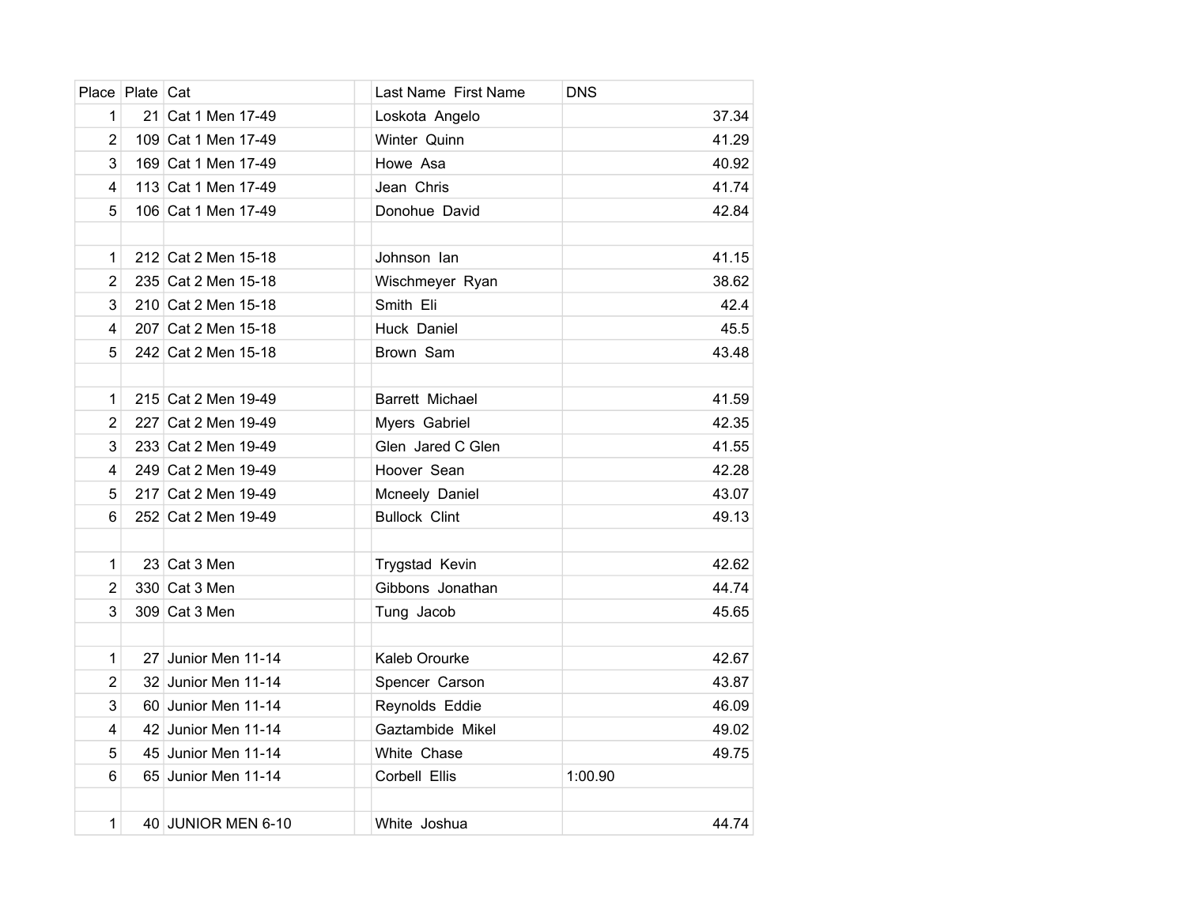| Place | Plate | Cat | | Last Name First Name | DNS |
|---|---|---|---|---|---|
| 1 | 21 | Cat 1 Men 17-49 | | Loskota Angelo | 37.34 |
| 2 | 109 | Cat 1 Men 17-49 | | Winter Quinn | 41.29 |
| 3 | 169 | Cat 1 Men 17-49 | | Howe Asa | 40.92 |
| 4 | 113 | Cat 1 Men 17-49 | | Jean Chris | 41.74 |
| 5 | 106 | Cat 1 Men 17-49 | | Donohue David | 42.84 |
| | | | | | |
| 1 | 212 | Cat 2 Men 15-18 | | Johnson Ian | 41.15 |
| 2 | 235 | Cat 2 Men 15-18 | | Wischmeyer Ryan | 38.62 |
| 3 | 210 | Cat 2 Men 15-18 | | Smith Eli | 42.4 |
| 4 | 207 | Cat 2 Men 15-18 | | Huck Daniel | 45.5 |
| 5 | 242 | Cat 2 Men 15-18 | | Brown Sam | 43.48 |
| | | | | | |
| 1 | 215 | Cat 2 Men 19-49 | | Barrett Michael | 41.59 |
| 2 | 227 | Cat 2 Men 19-49 | | Myers Gabriel | 42.35 |
| 3 | 233 | Cat 2 Men 19-49 | | Glen Jared C Glen | 41.55 |
| 4 | 249 | Cat 2 Men 19-49 | | Hoover Sean | 42.28 |
| 5 | 217 | Cat 2 Men 19-49 | | Mcneely Daniel | 43.07 |
| 6 | 252 | Cat 2 Men 19-49 | | Bullock Clint | 49.13 |
| | | | | | |
| 1 | 23 | Cat 3 Men | | Trygstad Kevin | 42.62 |
| 2 | 330 | Cat 3 Men | | Gibbons Jonathan | 44.74 |
| 3 | 309 | Cat 3 Men | | Tung Jacob | 45.65 |
| | | | | | |
| 1 | 27 | Junior Men 11-14 | | Kaleb Orourke | 42.67 |
| 2 | 32 | Junior Men 11-14 | | Spencer Carson | 43.87 |
| 3 | 60 | Junior Men 11-14 | | Reynolds Eddie | 46.09 |
| 4 | 42 | Junior Men 11-14 | | Gaztambide Mikel | 49.02 |
| 5 | 45 | Junior Men 11-14 | | White Chase | 49.75 |
| 6 | 65 | Junior Men 11-14 | | Corbell Ellis | 1:00.90 |
| | | | | | |
| 1 | 40 | JUNIOR MEN 6-10 | | White Joshua | 44.74 |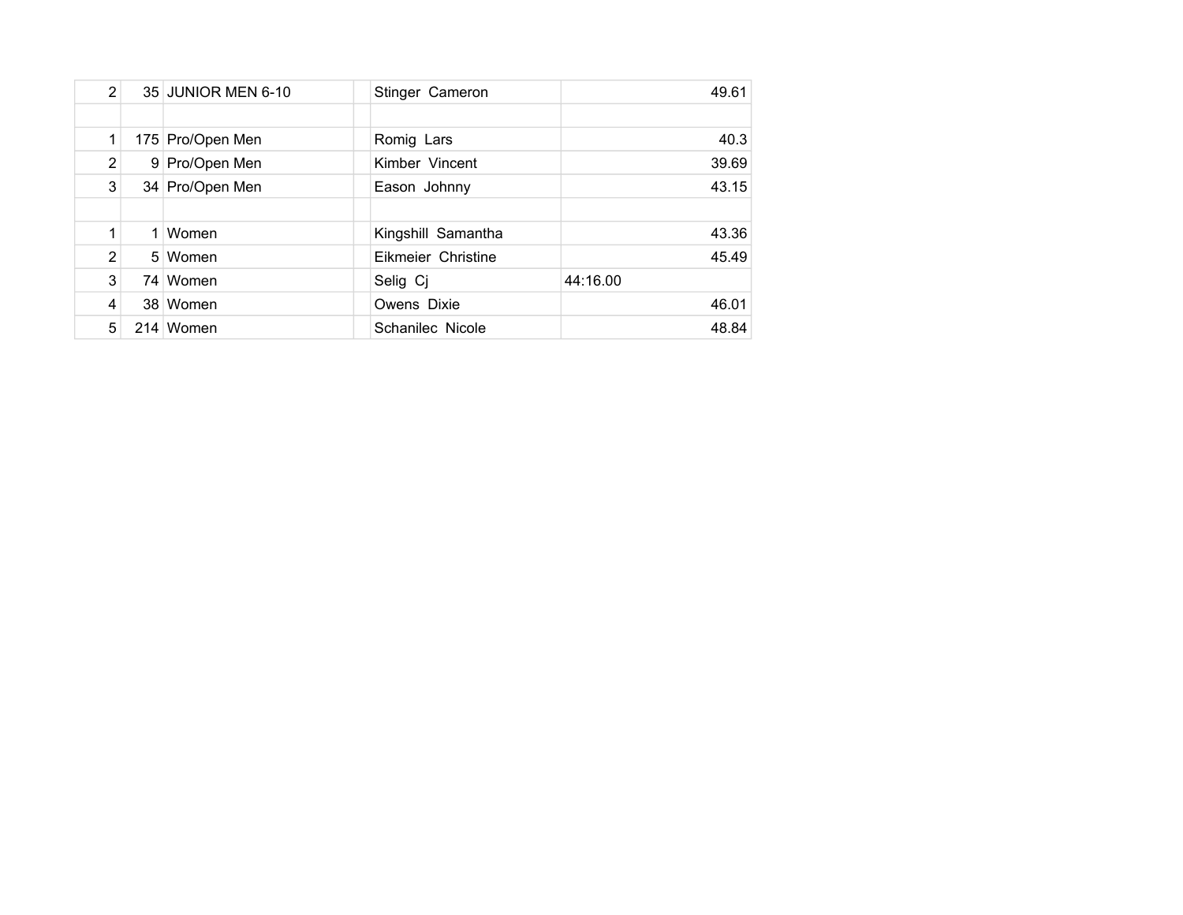| | | | | | |
|---|---|---|---|---|---|
| 2 | 35 | JUNIOR MEN 6-10 | | Stinger  Cameron | 49.61 |
| | | | | | |
| 1 | 175 | Pro/Open Men | | Romig  Lars | 40.3 |
| 2 | 9 | Pro/Open Men | | Kimber  Vincent | 39.69 |
| 3 | 34 | Pro/Open Men | | Eason  Johnny | 43.15 |
| | | | | | |
| 1 | 1 | Women | | Kingshill  Samantha | 43.36 |
| 2 | 5 | Women | | Eikmeier  Christine | 45.49 |
| 3 | 74 | Women | | Selig  Cj | 44:16.00 |
| 4 | 38 | Women | | Owens  Dixie | 46.01 |
| 5 | 214 | Women | | Schanilec  Nicole | 48.84 |